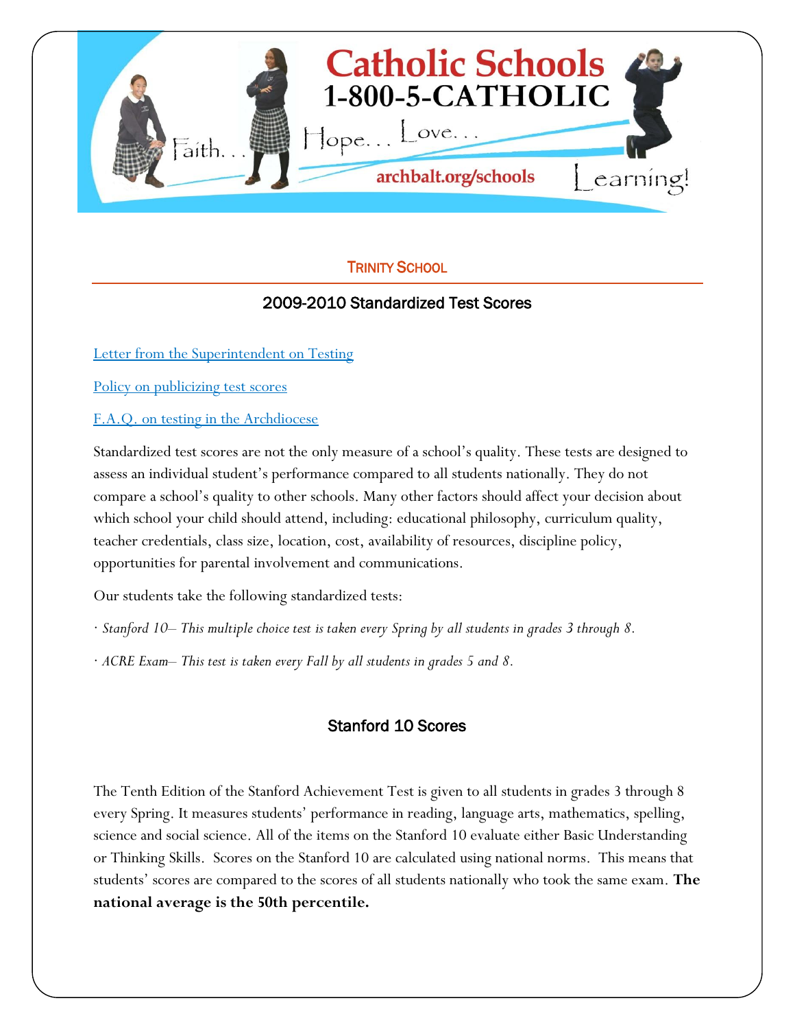Catholic Schools
1-800-5-CATHOLIC

Faith... Hope... Love... Learning!

archbalt.org/schools

## TRINITY SCHOOL

### 2009-2010 Standardized Test Scores

[Letter from the Superintendent on Testing]

[Policy on publicizing test scores]

[F.A.Q. on testing in the Archdiocese]

Standardized test scores are not the only measure of a school's quality. These tests are designed to assess an individual student's performance compared to all students nationally. They do not compare a school's quality to other schools. Many other factors should affect your decision about which school your child should attend, including: educational philosophy, curriculum quality, teacher credentials, class size, location, cost, availability of resources, discipline policy, opportunities for parental involvement and communications.

Our students take the following standardized tests:

· *Stanford 10– This multiple choice test is taken every Spring by all students in grades 3 through 8.*

· *ACRE Exam– This test is taken every Fall by all students in grades 5 and 8.*

### Stanford 10 Scores

The Tenth Edition of the Stanford Achievement Test is given to all students in grades 3 through 8 every Spring. It measures students' performance in reading, language arts, mathematics, spelling, science and social science. All of the items on the Stanford 10 evaluate either Basic Understanding or Thinking Skills. Scores on the Stanford 10 are calculated using national norms. This means that students' scores are compared to the scores of all students nationally who took the same exam. **The national average is the 50th percentile.**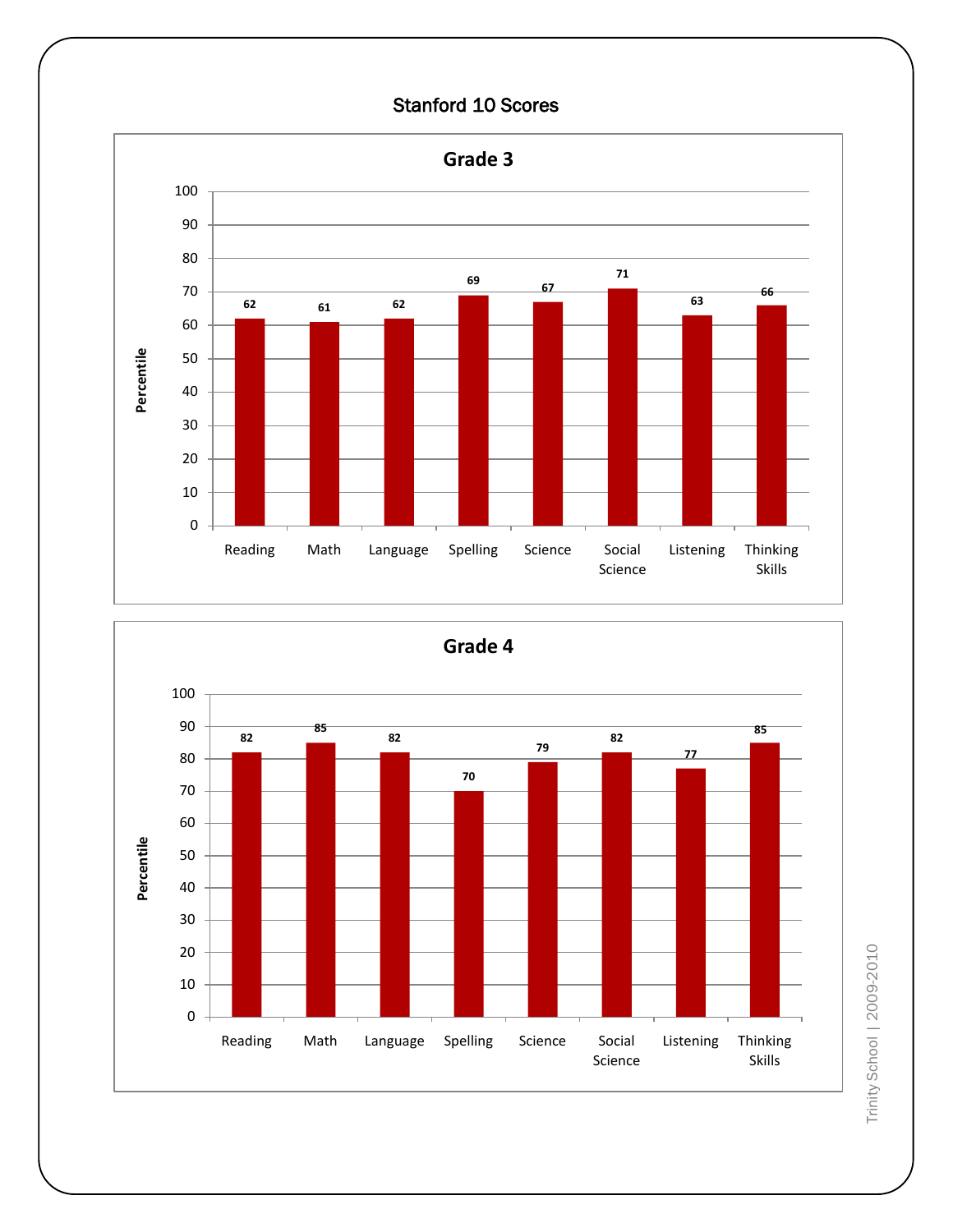# Stanford 10 Scores

## Grade 3

| Subject | Percentile |
|---|---|
| Reading | 62 |
| Math | 61 |
| Language | 62 |
| Spelling | 69 |
| Science | 67 |
| Social Science | 71 |
| Listening | 63 |
| Thinking Skills | 66 |

## Grade 4

| Subject | Percentile |
|---|---|
| Reading | 82 |
| Math | 85 |
| Language | 82 |
| Spelling | 70 |
| Science | 79 |
| Social Science | 82 |
| Listening | 77 |
| Thinking Skills | 85 |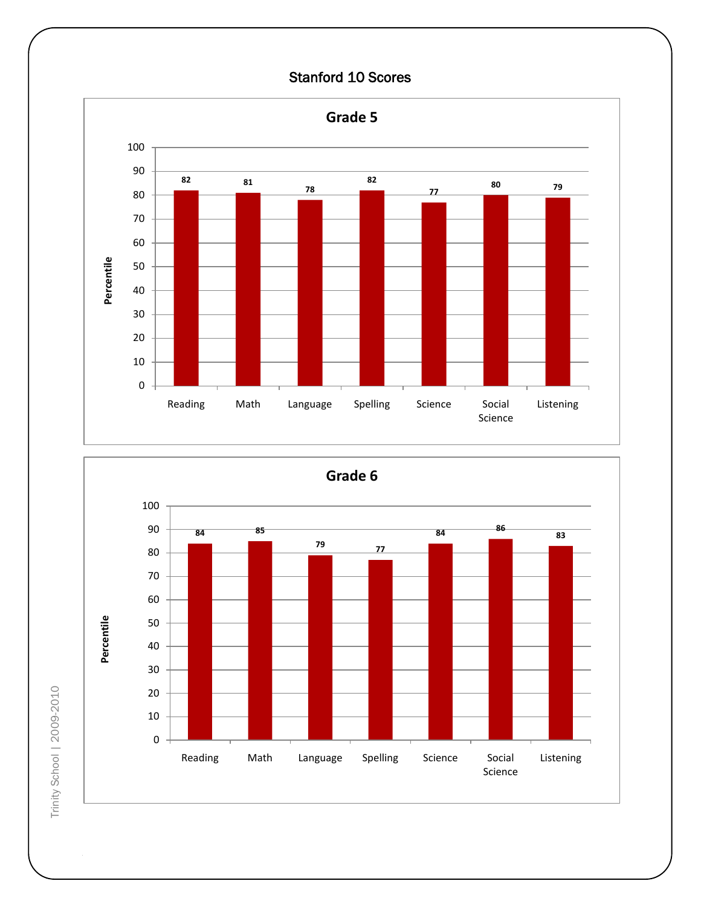# Stanford 10 Scores

## Grade 5

| Subject | Percentile |
|---|---|
| Reading | 82 |
| Math | 81 |
| Language | 78 |
| Spelling | 82 |
| Science | 77 |
| Social Science | 80 |
| Listening | 79 |

## Grade 6

| Subject | Percentile |
|---|---|
| Reading | 84 |
| Math | 85 |
| Language | 79 |
| Spelling | 77 |
| Science | 84 |
| Social Science | 86 |
| Listening | 83 |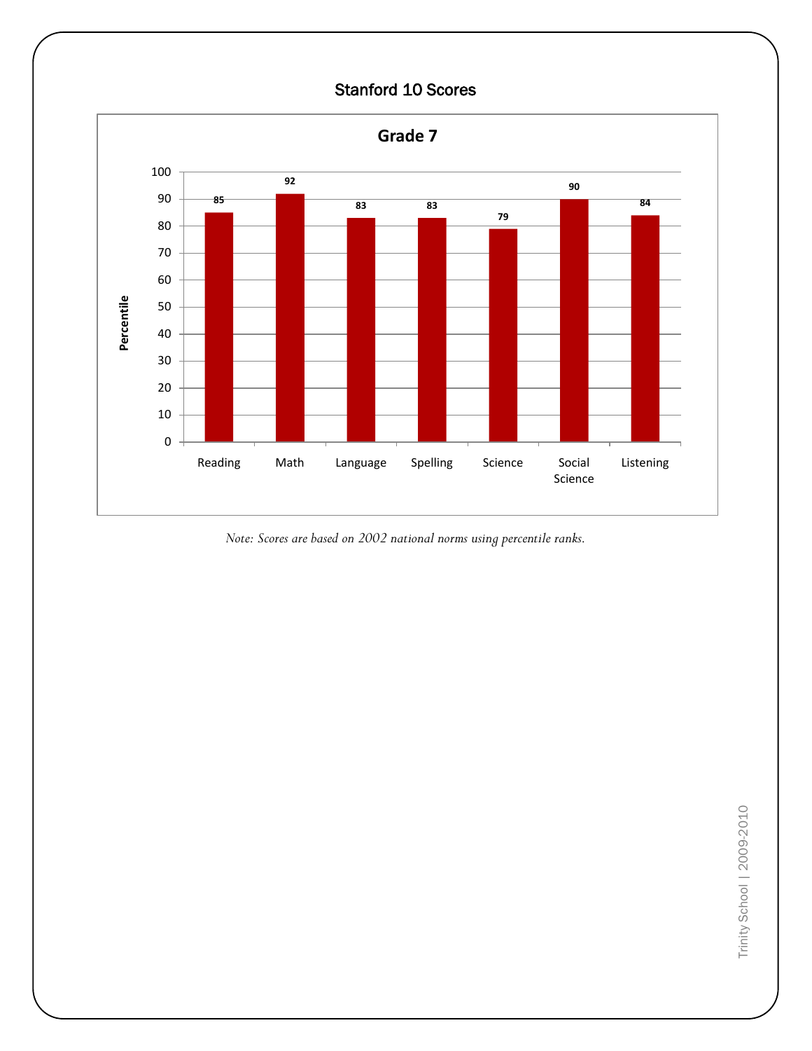# Stanford 10 Scores

## Grade 7

| Subject | Percentile |
|---|---|
| Reading | 85 |
| Math | 92 |
| Language | 83 |
| Spelling | 83 |
| Science | 79 |
| Social Science | 90 |
| Listening | 84 |

*Note: Scores are based on 2002 national norms using percentile ranks.*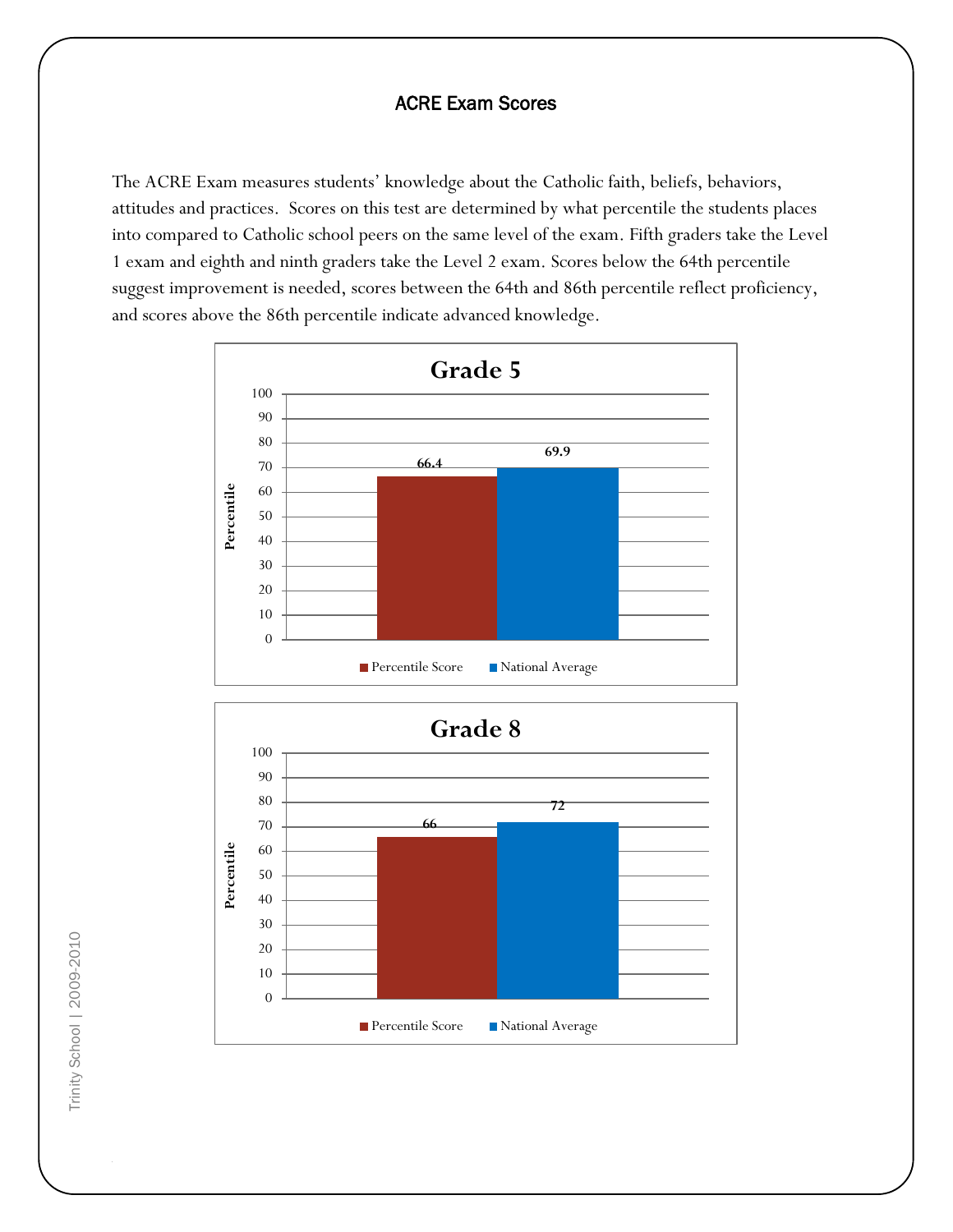# ACRE Exam Scores

The ACRE Exam measures students' knowledge about the Catholic faith, beliefs, behaviors, attitudes and practices. Scores on this test are determined by what percentile the students places into compared to Catholic school peers on the same level of the exam. Fifth graders take the Level 1 exam and eighth and ninth graders take the Level 2 exam. Scores below the 64th percentile suggest improvement is needed, scores between the 64th and 86th percentile reflect proficiency, and scores above the 86th percentile indicate advanced knowledge.

**Grade 5**

Percentile

100
90
80
70
60
50
40
30
20
10
0

66.4
69.9

Percentile Score
National Average

**Grade 8**

Percentile

100
90
80
70
60
50
40
30
20
10
0

66
72

Percentile Score
National Average